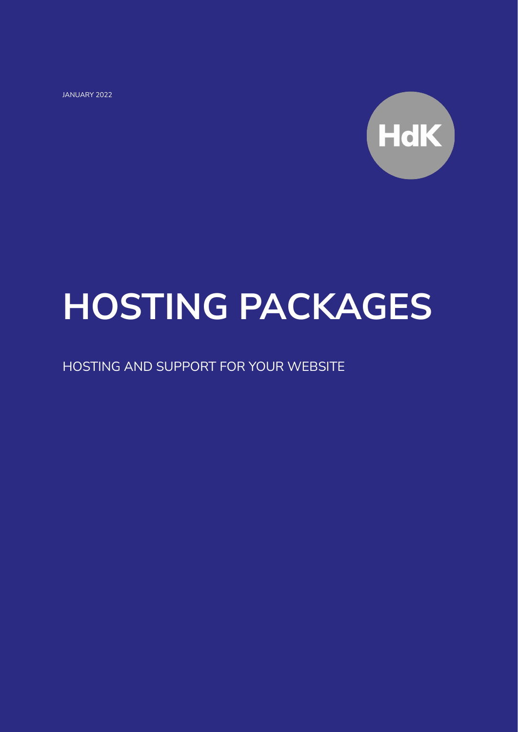JANUARY 2022

HdK

# HOSTING PACKAGES

HOSTING AND SUPPORT FOR YOUR WEBSITE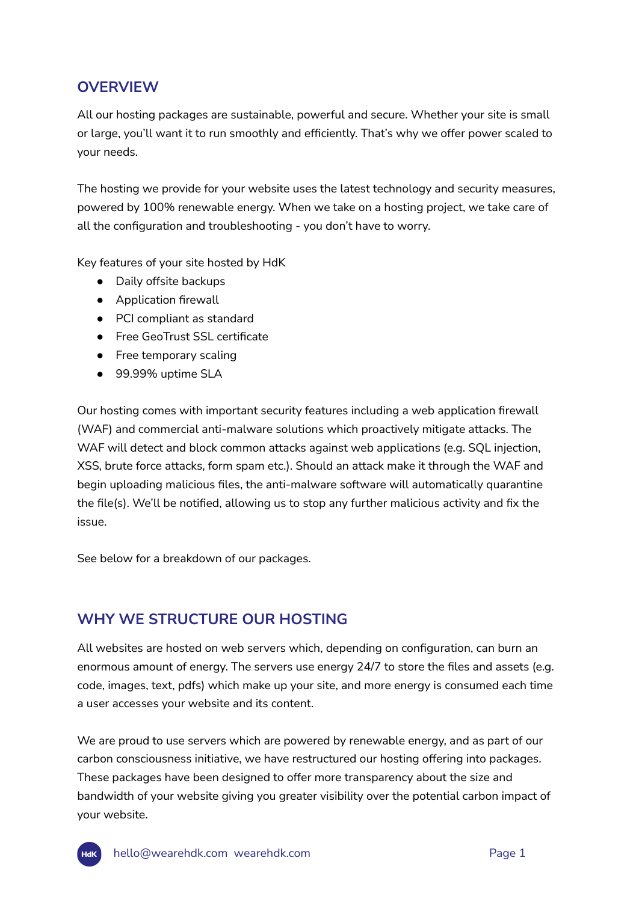## OVERVIEW

All our hosting packages are sustainable, powerful and secure. Whether your site is small or large, you'll want it to run smoothly and efficiently. That's why we offer power scaled to your needs.

The hosting we provide for your website uses the latest technology and security measures, powered by 100% renewable energy. When we take on a hosting project, we take care of all the configuration and troubleshooting - you don't have to worry.

Key features of your site hosted by HdK

- Daily offsite backups
- Application firewall
- PCI compliant as standard
- Free GeoTrust SSL certificate
- Free temporary scaling
- 99.99% uptime SLA

Our hosting comes with important security features including a web application firewall (WAF) and commercial anti-malware solutions which proactively mitigate attacks. The WAF will detect and block common attacks against web applications (e.g. SQL injection, XSS, brute force attacks, form spam etc.). Should an attack make it through the WAF and begin uploading malicious files, the anti-malware software will automatically quarantine the file(s). We'll be notified, allowing us to stop any further malicious activity and fix the issue.

See below for a breakdown of our packages.

## WHY WE STRUCTURE OUR HOSTING

All websites are hosted on web servers which, depending on configuration, can burn an enormous amount of energy. The servers use energy 24/7 to store the files and assets (e.g. code, images, text, pdfs) which make up your site, and more energy is consumed each time a user accesses your website and its content.

We are proud to use servers which are powered by renewable energy, and as part of our carbon consciousness initiative, we have restructured our hosting offering into packages. These packages have been designed to offer more transparency about the size and bandwidth of your website giving you greater visibility over the potential carbon impact of your website.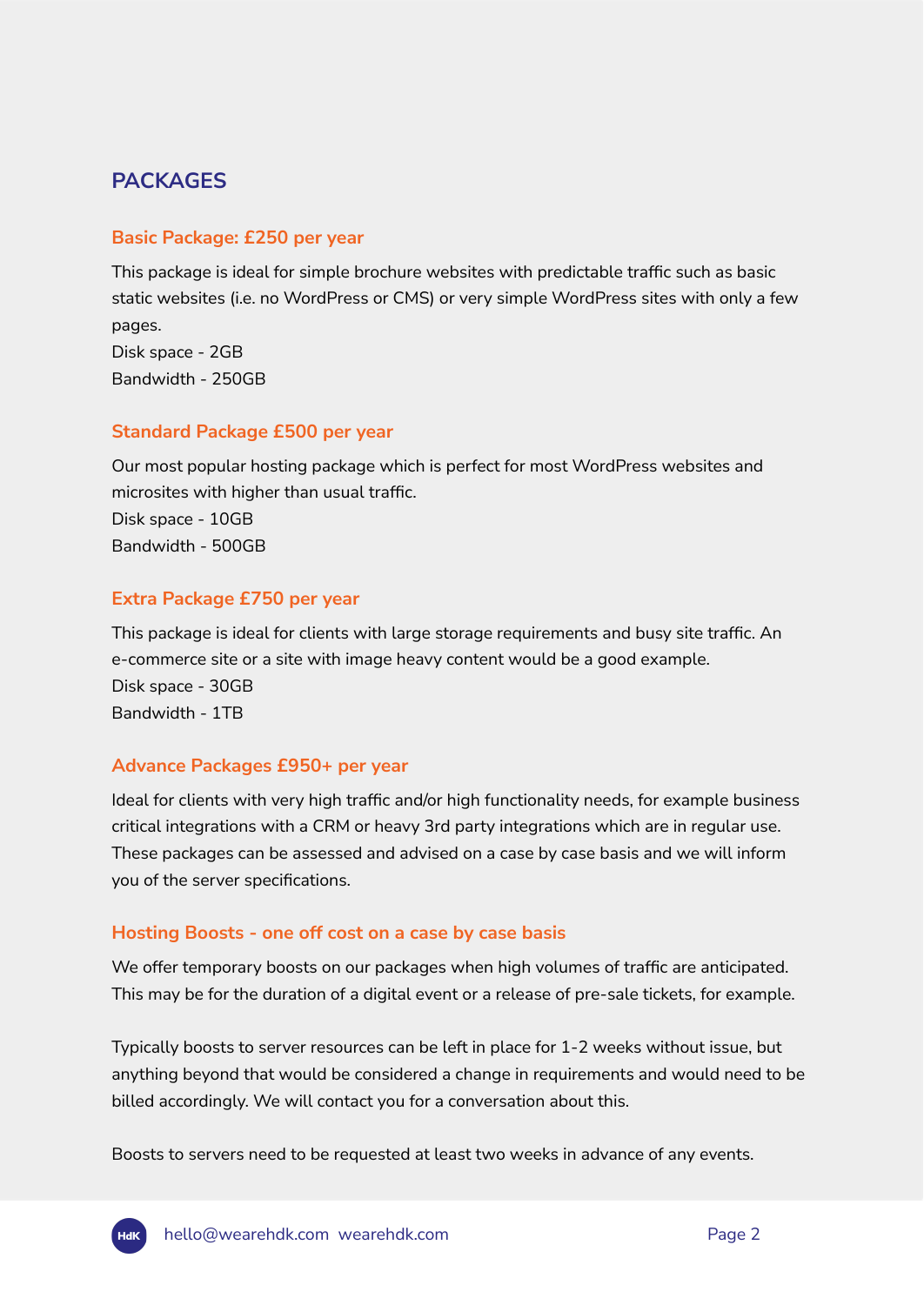## PACKAGES

### Basic Package: £250 per year

This package is ideal for simple brochure websites with predictable traffic such as basic static websites (i.e. no WordPress or CMS) or very simple WordPress sites with only a few pages.
Disk space - 2GB
Bandwidth - 250GB

### Standard Package £500 per year

Our most popular hosting package which is perfect for most WordPress websites and microsites with higher than usual traffic.
Disk space - 10GB
Bandwidth - 500GB

### Extra Package £750 per year

This package is ideal for clients with large storage requirements and busy site traffic. An e-commerce site or a site with image heavy content would be a good example.
Disk space - 30GB
Bandwidth - 1TB

### Advance Packages £950+ per year

Ideal for clients with very high traffic and/or high functionality needs, for example business critical integrations with a CRM or heavy 3rd party integrations which are in regular use. These packages can be assessed and advised on a case by case basis and we will inform you of the server specifications.

### Hosting Boosts - one off cost on a case by case basis

We offer temporary boosts on our packages when high volumes of traffic are anticipated. This may be for the duration of a digital event or a release of pre-sale tickets, for example.

Typically boosts to server resources can be left in place for 1-2 weeks without issue, but anything beyond that would be considered a change in requirements and would need to be billed accordingly. We will contact you for a conversation about this.

Boosts to servers need to be requested at least two weeks in advance of any events.